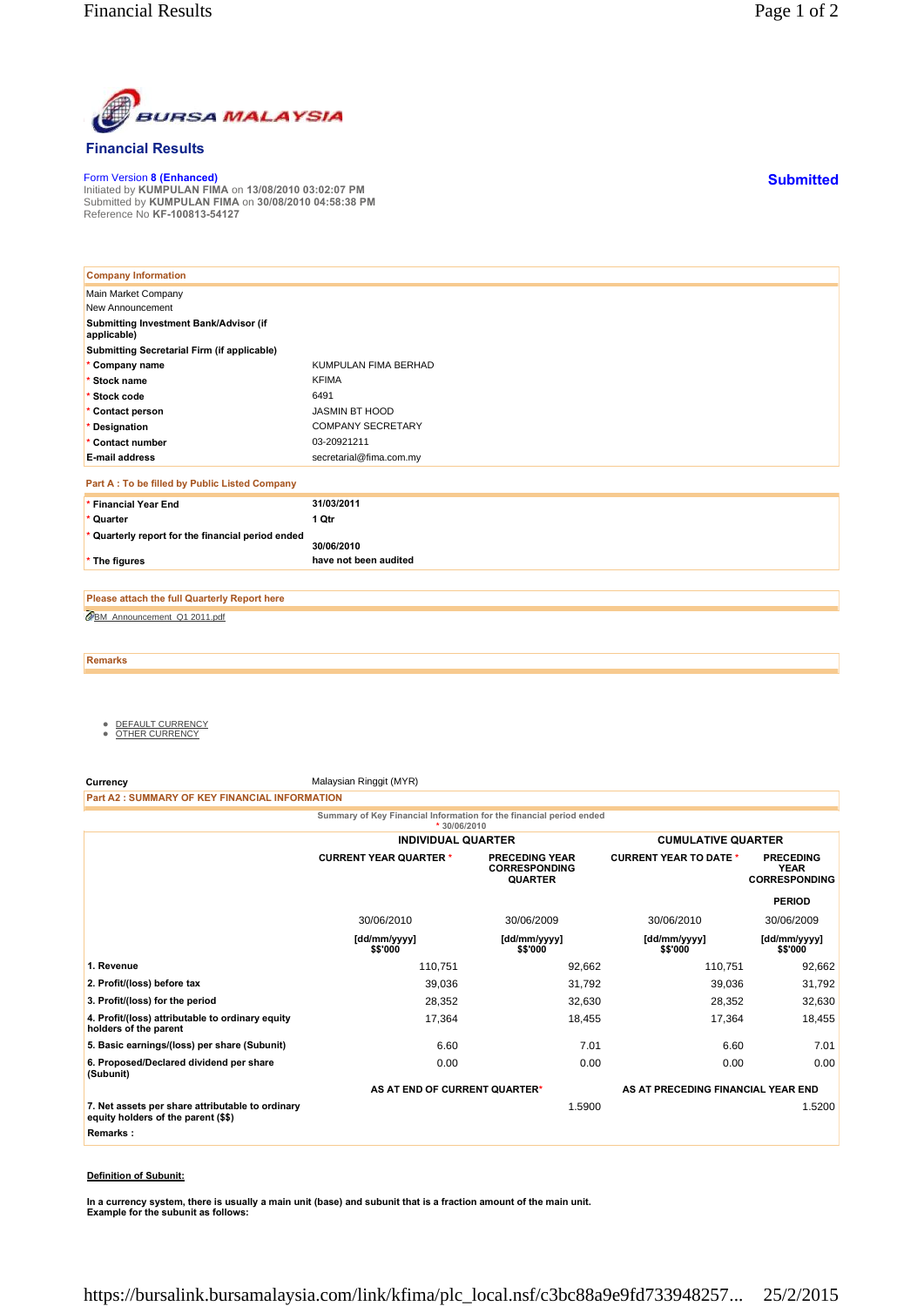# Financial Results

Form Version **8 (Enhanced)**
Initiated by **KUMPULAN FIMA** on **13/08/2010 03:02:07 PM**
Submitted by **KUMPULAN FIMA** on **30/08/2010 04:58:38 PM**
Reference No **KF-100813-54127**

**Submitted**

| Company Information | |
|---|---|
| Main Market Company | |
| New Announcement | |
| **Submitting Investment Bank/Advisor (if applicable)** | |
| **Submitting Secretarial Firm (if applicable)** | |
| * **Company name** | KUMPULAN FIMA BERHAD |
| * **Stock name** | KFIMA |
| * **Stock code** | 6491 |
| * **Contact person** | JASMIN BT HOOD |
| * **Designation** | COMPANY SECRETARY |
| * **Contact number** | 03-20921211 |
| **E-mail address** | secretarial@fima.com.my |

**Part A : To be filled by Public Listed Company**

| | |
|---|---|
| * **Financial Year End** | **31/03/2011** |
| * **Quarter** | **1 Qtr** |
| * **Quarterly report for the financial period ended** | **30/06/2010** |
| * **The figures** | **have not been audited** |

**Please attach the full Quarterly Report here**

BM_Announcement_Q1 2011.pdf

**Remarks**

- DEFAULT CURRENCY
- OTHER CURRENCY

**Currency** Malaysian Ringgit (MYR)

**Part A2 : SUMMARY OF KEY FINANCIAL INFORMATION**

Summary of Key Financial Information for the financial period ended
* 30/06/2010

| | INDIVIDUAL QUARTER | | CUMULATIVE QUARTER | |
|---|---|---|---|---|
| | CURRENT YEAR QUARTER * | PRECEDING YEAR CORRESPONDING QUARTER | CURRENT YEAR TO DATE * | PRECEDING YEAR CORRESPONDING PERIOD |
| | 30/06/2010 | 30/06/2009 | 30/06/2010 | 30/06/2009 |
| | [dd/mm/yyyy] $$'000 | [dd/mm/yyyy] $$'000 | [dd/mm/yyyy] $$'000 | [dd/mm/yyyy] $$'000 |
| **1. Revenue** | 110,751 | 92,662 | 110,751 | 92,662 |
| **2. Profit/(loss) before tax** | 39,036 | 31,792 | 39,036 | 31,792 |
| **3. Profit/(loss) for the period** | 28,352 | 32,630 | 28,352 | 32,630 |
| **4. Profit/(loss) attributable to ordinary equity holders of the parent** | 17,364 | 18,455 | 17,364 | 18,455 |
| **5. Basic earnings/(loss) per share (Subunit)** | 6.60 | 7.01 | 6.60 | 7.01 |
| **6. Proposed/Declared dividend per share (Subunit)** | 0.00 | 0.00 | 0.00 | 0.00 |
| | AS AT END OF CURRENT QUARTER* | | AS AT PRECEDING FINANCIAL YEAR END | |
| **7. Net assets per share attributable to ordinary equity holders of the parent ($$)** | | 1.5900 | | 1.5200 |
| **Remarks :** | | | | |

**Definition of Subunit:**

**In a currency system, there is usually a main unit (base) and subunit that is a fraction amount of the main unit. Example for the subunit as follows:**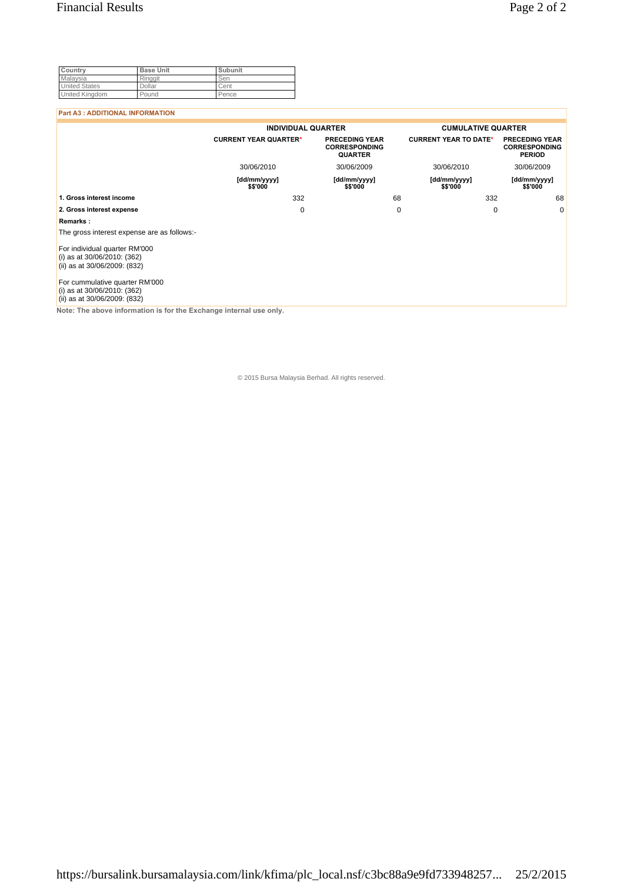| Country | Base Unit | Subunit |
|---|---|---|
| Malaysia | Ringgit | Sen |
| United States | Dollar | Cent |
| United Kingdom | Pound | Pence |

**Part A3 : ADDITIONAL INFORMATION**

| | INDIVIDUAL QUARTER | | CUMULATIVE QUARTER | |
|---|---|---|---|---|
| | CURRENT YEAR QUARTER* | PRECEDING YEAR CORRESPONDING QUARTER | CURRENT YEAR TO DATE* | PRECEDING YEAR CORRESPONDING PERIOD |
| | 30/06/2010 | 30/06/2009 | 30/06/2010 | 30/06/2009 |
| | [dd/mm/yyyy] $$'000 | [dd/mm/yyyy] $$'000 | [dd/mm/yyyy] $$'000 | [dd/mm/yyyy] $$'000 |
| **1. Gross interest income** | 332 | 68 | 332 | 68 |
| **2. Gross interest expense** | 0 | 0 | 0 | 0 |

**Remarks :**

The gross interest expense are as follows:-

For individual quarter RM'000
(i) as at 30/06/2010: (362)
(ii) as at 30/06/2009: (832)

For cummulative quarter RM'000
(i) as at 30/06/2010: (362)
(ii) as at 30/06/2009: (832)

**Note: The above information is for the Exchange internal use only.**

© 2015 Bursa Malaysia Berhad. All rights reserved.